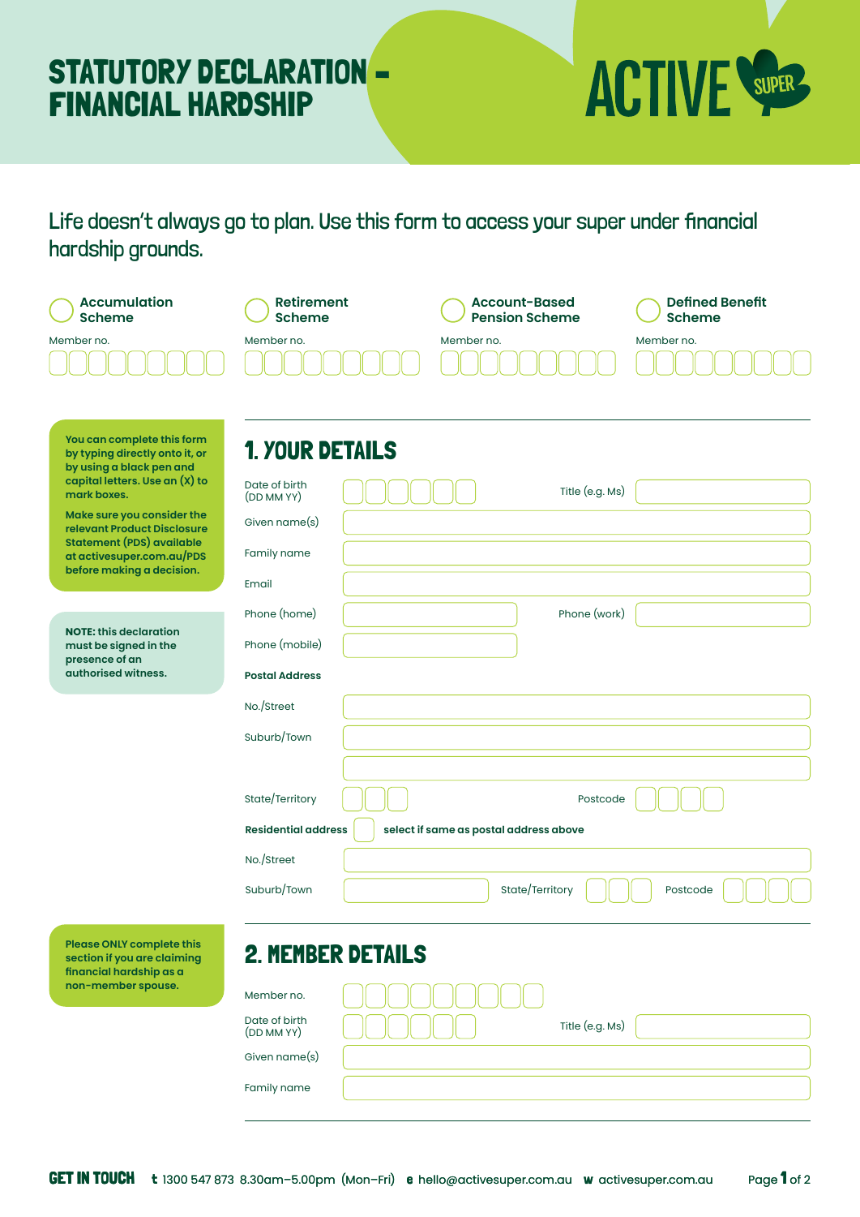# STATORY DECLARATION – FINANCIAL HARDSHIP

ACTIVE SUPER

Life doesn't always go to plan. Use this form to access your super under financial hardship grounds.

- ○ Accumulation Scheme — Member no.
- ○ Retirement Scheme — Member no.
- ○ Account-Based Pension Scheme — Member no.
- ○ Defined Benefit Scheme — Member no.

**You can complete this form by typing directly onto it, or by using a black pen and capital letters. Use an (X) to mark boxes.**

**Make sure you consider the relevant Product Disclosure Statement (PDS) available at activesuper.com.au/PDS before making a decision.**

**NOTE: this declaration must be signed in the presence of an authorised witness.**

## 1. YOUR DETAILS

Date of birth (DD MM YY)

Title (e.g. Ms)

Given name(s)

Family name

Email

Phone (home)

Phone (work)

Phone (mobile)

**Postal Address**

No./Street

Suburb/Town

State/Territory

Postcode

**Residential address** ☐ **select if same as postal address above**

No./Street

Suburb/Town

State/Territory

Postcode

**Please ONLY complete this section if you are claiming financial hardship as a non-member spouse.**

## 2. MEMBER DETAILS

Member no.

Date of birth (DD MM YY)

Title (e.g. Ms)

Given name(s)

Family name

**GET IN TOUCH** t 1300 547 873 8.30am–5.00pm (Mon–Fri) e hello@activesuper.com.au w activesuper.com.au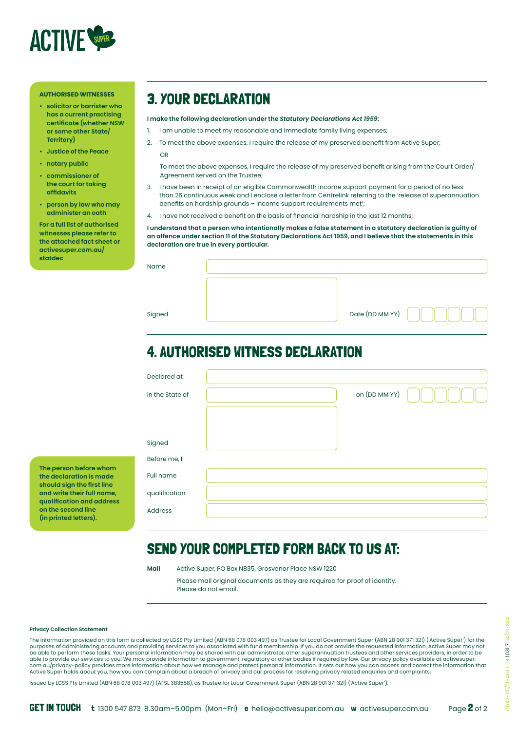ACTIVE SUPER

**AUTHORISED WITNESSES**

- **solicitor or barrister who has a current practising certificate (whether NSW or some other State/ Territory)**
- **Justice of the Peace**
- **notary public**
- **commissioner of the court for taking affidavits**
- **person by law who may administer an oath**

**For a full list of authorised witnesses please refer to the attached fact sheet or activesuper.com.au/ statdec**

## 3. YOUR DECLARATION

**I make the following declaration under the *Statutory Declarations Act 1959*:**

1. I am unable to meet my reasonable and immediate family living expenses;
2. To meet the above expenses, I require the release of my preserved benefit from Active Super;

   OR

   To meet the above expenses, I require the release of my preserved benefit arising from the Court Order/ Agreement served on the Trustee;
3. I have been in receipt of an eligible Commonwealth income support payment for a period of no less than 26 continuous week and I enclose a letter from Centrelink referring to the 'release of superannuation benefits on hardship grounds – income support requirements met';
4. I have not received a benefit on the basis of financial hardship in the last 12 months;

**I understand that a person who intentionally makes a false statement in a statutory declaration is guilty of an offence under section 11 of the Statutory Declarations Act 1959, and I believe that the statements in this declaration are true in every particular.**

Name

Signed

Date (DD MM YY)

## 4. AUTHORISED WITNESS DECLARATION

Declared at

in the State of

on (DD MM YY)

Signed

Before me, I

Full name

qualification

Address

**The person before whom the declaration is made should sign the first line and write their full name, qualification and address on the second line (in printed letters).**

## SEND YOUR COMPLETED FORM BACK TO US AT:

**Mail** Active Super, PO Box N835, Grosvenor Place NSW 1220

Please mail original documents as they are required for proof of identity. Please do not email.

**Privacy Collection Statement**

The information provided on this form is collected by LGSS Pty Limited (ABN 68 078 003 497) as Trustee for Local Government Super (ABN 28 901 371 321) ('Active Super') for the purposes of administering accounts and providing services to you associated with fund membership. If you do not provide the requested information, Active Super may not be able to perform these tasks. Your personal information may be shared with our administrator, other superannuation trustees and other services providers, in order to be able to provide our services to you. We may provide information to government, regulatory or other bodies if required by law. Our privacy policy available at activesuper.com.au/privacy-policy provides more information about how we manage and protect personal information. It sets out how you can access and correct the information that Active Super holds about you, how you can complain about a breach of privacy and our process for resolving privacy related enquiries and complaints.

Issued by LGSS Pty Limited (ABN 68 078 003 497) (AFSL 383558), as Trustee for Local Government Super (ABN 28 901 371 321) ('Active Super').

**GET IN TOUCH** **t** 1300 547 873 8.30am–5.00pm (Mon–Fri) **e** hello@activesuper.com.au **w** activesuper.com.au

LS42–05/21–ANO LG 1031.7 14/21 ISS4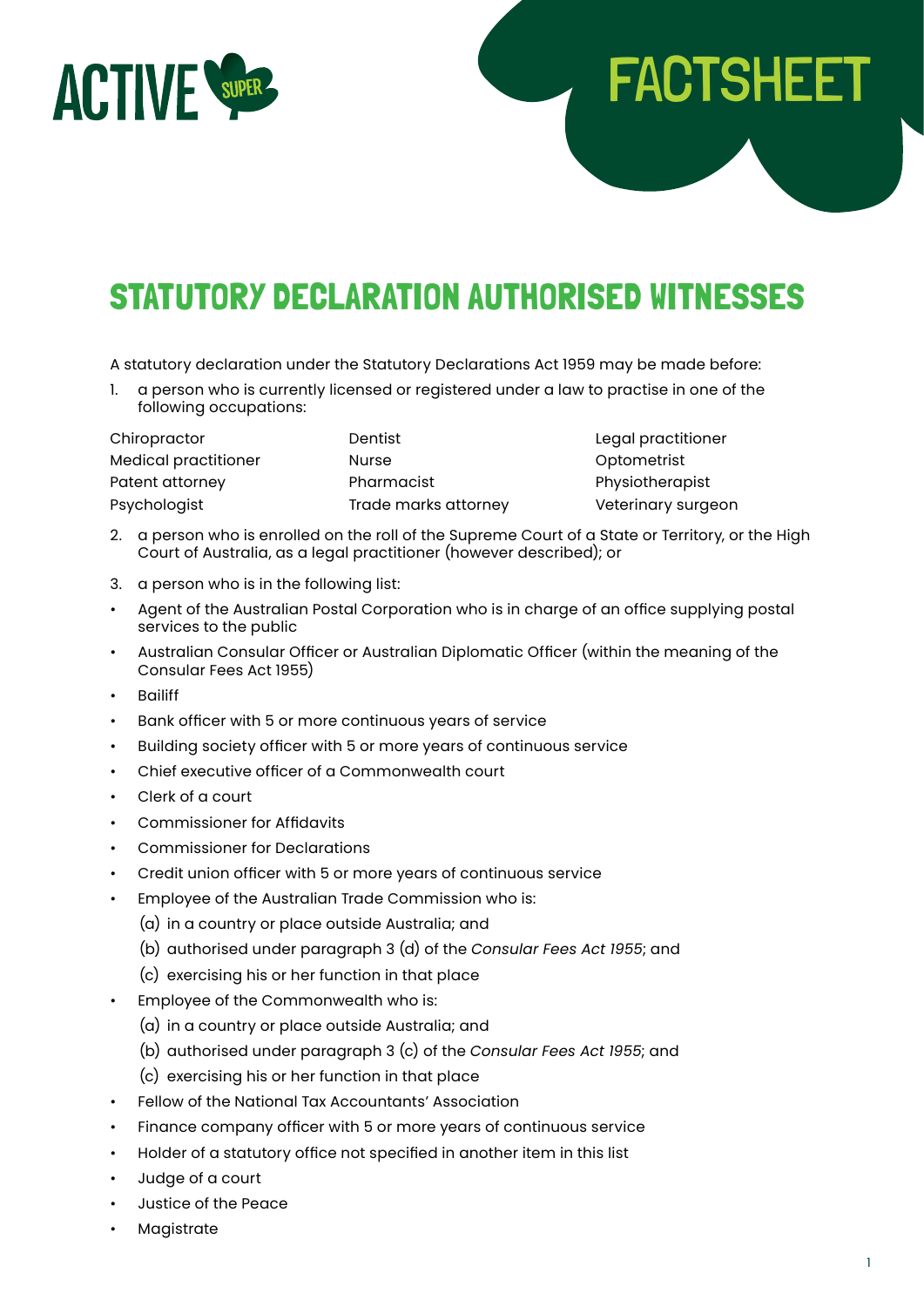ACTIVE SUPER

FACTSHEET

# STATUTORY DECLARATION AUTHORISED WITNESSES

A statutory declaration under the Statutory Declarations Act 1959 may be made before:

1. a person who is currently licensed or registered under a law to practise in one of the following occupations:

| | | |
|---|---|---|
| Chiropractor | Dentist | Legal practitioner |
| Medical practitioner | Nurse | Optometrist |
| Patent attorney | Pharmacist | Physiotherapist |
| Psychologist | Trade marks attorney | Veterinary surgeon |

2. a person who is enrolled on the roll of the Supreme Court of a State or Territory, or the High Court of Australia, as a legal practitioner (however described); or
3. a person who is in the following list:

- Agent of the Australian Postal Corporation who is in charge of an office supplying postal services to the public
- Australian Consular Officer or Australian Diplomatic Officer (within the meaning of the Consular Fees Act 1955)
- Bailiff
- Bank officer with 5 or more continuous years of service
- Building society officer with 5 or more years of continuous service
- Chief executive officer of a Commonwealth court
- Clerk of a court
- Commissioner for Affidavits
- Commissioner for Declarations
- Credit union officer with 5 or more years of continuous service
- Employee of the Australian Trade Commission who is:
  - (a) in a country or place outside Australia; and
  - (b) authorised under paragraph 3 (d) of the *Consular Fees Act 1955*; and
  - (c) exercising his or her function in that place
- Employee of the Commonwealth who is:
  - (a) in a country or place outside Australia; and
  - (b) authorised under paragraph 3 (c) of the *Consular Fees Act 1955*; and
  - (c) exercising his or her function in that place
- Fellow of the National Tax Accountants' Association
- Finance company officer with 5 or more years of continuous service
- Holder of a statutory office not specified in another item in this list
- Judge of a court
- Justice of the Peace
- Magistrate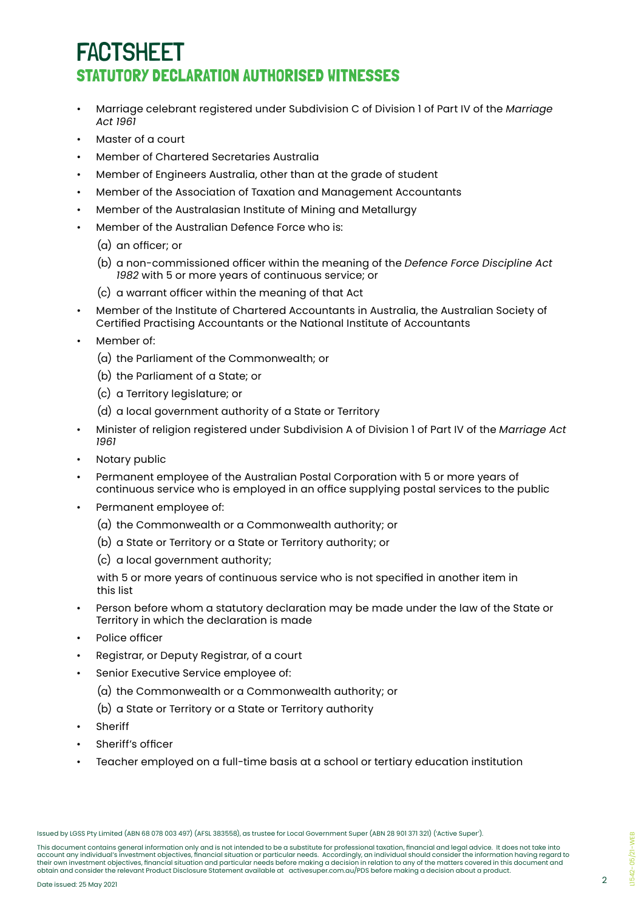# FACTSHEET
## STATUTORY DECLARATION AUTHORISED WITNESSES

- Marriage celebrant registered under Subdivision C of Division 1 of Part IV of the *Marriage Act 1961*
- Master of a court
- Member of Chartered Secretaries Australia
- Member of Engineers Australia, other than at the grade of student
- Member of the Association of Taxation and Management Accountants
- Member of the Australasian Institute of Mining and Metallurgy
- Member of the Australian Defence Force who is:
  - (a) an officer; or
  - (b) a non-commissioned officer within the meaning of the *Defence Force Discipline Act 1982* with 5 or more years of continuous service; or
  - (c) a warrant officer within the meaning of that Act
- Member of the Institute of Chartered Accountants in Australia, the Australian Society of Certified Practising Accountants or the National Institute of Accountants
- Member of:
  - (a) the Parliament of the Commonwealth; or
  - (b) the Parliament of a State; or
  - (c) a Territory legislature; or
  - (d) a local government authority of a State or Territory
- Minister of religion registered under Subdivision A of Division 1 of Part IV of the *Marriage Act 1961*
- Notary public
- Permanent employee of the Australian Postal Corporation with 5 or more years of continuous service who is employed in an office supplying postal services to the public
- Permanent employee of:
  - (a) the Commonwealth or a Commonwealth authority; or
  - (b) a State or Territory or a State or Territory authority; or
  - (c) a local government authority;

  with 5 or more years of continuous service who is not specified in another item in this list
- Person before whom a statutory declaration may be made under the law of the State or Territory in which the declaration is made
- Police officer
- Registrar, or Deputy Registrar, of a court
- Senior Executive Service employee of:
  - (a) the Commonwealth or a Commonwealth authority; or
  - (b) a State or Territory or a State or Territory authority
- Sheriff
- Sheriff's officer
- Teacher employed on a full-time basis at a school or tertiary education institution

Issued by LGSS Pty Limited (ABN 68 078 003 497) (AFSL 383558), as trustee for Local Government Super (ABN 28 901 371 321) ('Active Super').

This document contains general information only and is not intended to be a substitute for professional taxation, financial and legal advice. It does not take into account any individual's investment objectives, financial situation or particular needs. Accordingly, an individual should consider the information having regard to their own investment objectives, financial situation and particular needs before making a decision in relation to any of the matters covered in this document and obtain and consider the relevant Product Disclosure Statement available at activesuper.com.au/PDS before making a decision about a product.

Date issued: 25 May 2021

U542-05/21-WEB